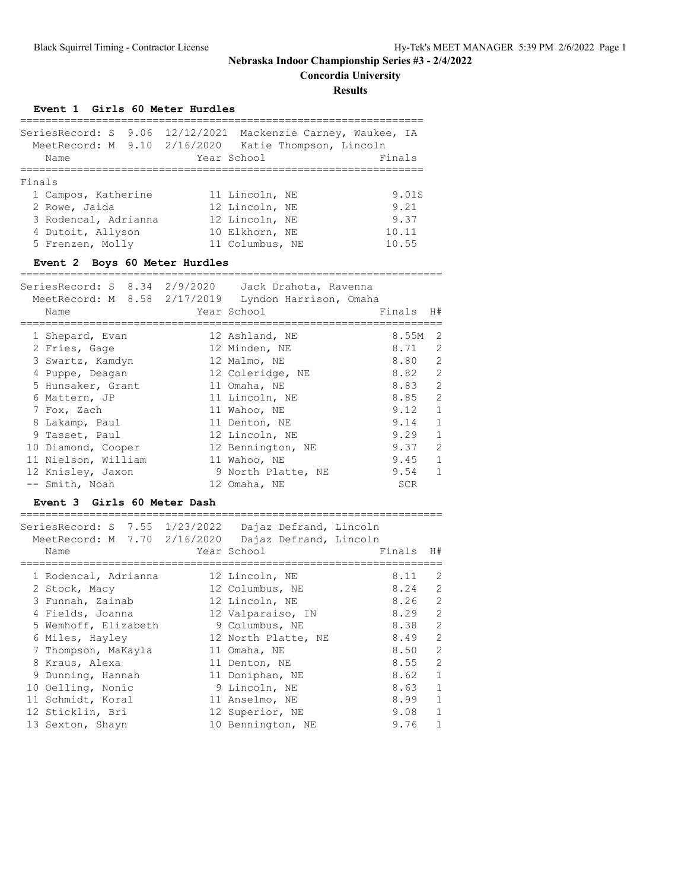# Nebraska Indoor Championship Series #3 - 2/4/2022

## Concordia University

### Results

#### Event 1 Girls 60 Meter Hurdles

SeriesRecord: S 9.06 12/12/2021 Mackenzie Carney, Waukee, IA
MeetRecord: M 9.10 2/16/2020 Katie Thompson, Lincoln

Finals

| | Name | Year | School | Finals |
|---|---|---|---|---|
| 1 | Campos, Katherine | 11 | Lincoln, NE | 9.01S |
| 2 | Rowe, Jaida | 12 | Lincoln, NE | 9.21 |
| 3 | Rodencal, Adrianna | 12 | Lincoln, NE | 9.37 |
| 4 | Dutoit, Allyson | 10 | Elkhorn, NE | 10.11 |
| 5 | Frenzen, Molly | 11 | Columbus, NE | 10.55 |

#### Event 2 Boys 60 Meter Hurdles

SeriesRecord: S 8.34 2/9/2020 Jack Drahota, Ravenna
MeetRecord: M 8.58 2/17/2019 Lyndon Harrison, Omaha

| | Name | Year | School | Finals | H# |
|---|---|---|---|---|---|
| 1 | Shepard, Evan | 12 | Ashland, NE | 8.55M | 2 |
| 2 | Fries, Gage | 12 | Minden, NE | 8.71 | 2 |
| 3 | Swartz, Kamdyn | 12 | Malmo, NE | 8.80 | 2 |
| 4 | Puppe, Deagan | 12 | Coleridge, NE | 8.82 | 2 |
| 5 | Hunsaker, Grant | 11 | Omaha, NE | 8.83 | 2 |
| 6 | Mattern, JP | 11 | Lincoln, NE | 8.85 | 2 |
| 7 | Fox, Zach | 11 | Wahoo, NE | 9.12 | 1 |
| 8 | Lakamp, Paul | 11 | Denton, NE | 9.14 | 1 |
| 9 | Tasset, Paul | 12 | Lincoln, NE | 9.29 | 1 |
| 10 | Diamond, Cooper | 12 | Bennington, NE | 9.37 | 2 |
| 11 | Nielson, William | 11 | Wahoo, NE | 9.45 | 1 |
| 12 | Knisley, Jaxon | 9 | North Platte, NE | 9.54 | 1 |
| -- | Smith, Noah | 12 | Omaha, NE | SCR | |

#### Event 3 Girls 60 Meter Dash

SeriesRecord: S 7.55 1/23/2022 Dajaz Defrand, Lincoln
MeetRecord: M 7.70 2/16/2020 Dajaz Defrand, Lincoln

| | Name | Year | School | Finals | H# |
|---|---|---|---|---|---|
| 1 | Rodencal, Adrianna | 12 | Lincoln, NE | 8.11 | 2 |
| 2 | Stock, Macy | 12 | Columbus, NE | 8.24 | 2 |
| 3 | Funnah, Zainab | 12 | Lincoln, NE | 8.26 | 2 |
| 4 | Fields, Joanna | 12 | Valparaiso, IN | 8.29 | 2 |
| 5 | Wemhoff, Elizabeth | 9 | Columbus, NE | 8.38 | 2 |
| 6 | Miles, Hayley | 12 | North Platte, NE | 8.49 | 2 |
| 7 | Thompson, MaKayla | 11 | Omaha, NE | 8.50 | 2 |
| 8 | Kraus, Alexa | 11 | Denton, NE | 8.55 | 2 |
| 9 | Dunning, Hannah | 11 | Doniphan, NE | 8.62 | 1 |
| 10 | Oelling, Nonic | 9 | Lincoln, NE | 8.63 | 1 |
| 11 | Schmidt, Koral | 11 | Anselmo, NE | 8.99 | 1 |
| 12 | Sticklin, Bri | 12 | Superior, NE | 9.08 | 1 |
| 13 | Sexton, Shayn | 10 | Bennington, NE | 9.76 | 1 |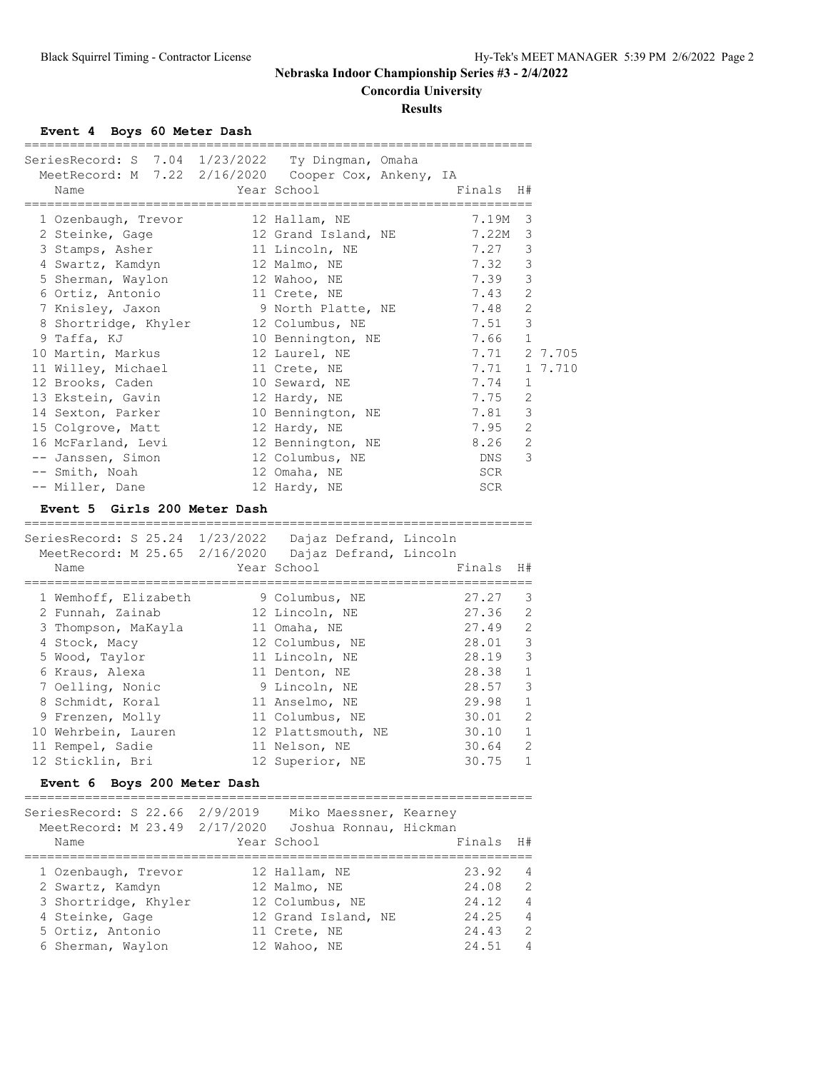# Nebraska Indoor Championship Series #3 - 2/4/2022

## Concordia University

### Results

**Event 4 Boys 60 Meter Dash**

SeriesRecord: S 7.04 1/23/2022 Ty Dingman, Omaha
MeetRecord: M 7.22 2/16/2020 Cooper Cox, Ankeny, IA

| | Name | Year | School | Finals | H# | |
|---|---|---|---|---|---|---|
| 1 | Ozenbaugh, Trevor | 12 | Hallam, NE | 7.19M | 3 | |
| 2 | Steinke, Gage | 12 | Grand Island, NE | 7.22M | 3 | |
| 3 | Stamps, Asher | 11 | Lincoln, NE | 7.27 | 3 | |
| 4 | Swartz, Kamdyn | 12 | Malmo, NE | 7.32 | 3 | |
| 5 | Sherman, Waylon | 12 | Wahoo, NE | 7.39 | 3 | |
| 6 | Ortiz, Antonio | 11 | Crete, NE | 7.43 | 2 | |
| 7 | Knisley, Jaxon | 9 | North Platte, NE | 7.48 | 2 | |
| 8 | Shortridge, Khyler | 12 | Columbus, NE | 7.51 | 3 | |
| 9 | Taffa, KJ | 10 | Bennington, NE | 7.66 | 1 | |
| 10 | Martin, Markus | 12 | Laurel, NE | 7.71 | 2 | 7.705 |
| 11 | Willey, Michael | 11 | Crete, NE | 7.71 | 1 | 7.710 |
| 12 | Brooks, Caden | 10 | Seward, NE | 7.74 | 1 | |
| 13 | Ekstein, Gavin | 12 | Hardy, NE | 7.75 | 2 | |
| 14 | Sexton, Parker | 10 | Bennington, NE | 7.81 | 3 | |
| 15 | Colgrove, Matt | 12 | Hardy, NE | 7.95 | 2 | |
| 16 | McFarland, Levi | 12 | Bennington, NE | 8.26 | 2 | |
| -- | Janssen, Simon | 12 | Columbus, NE | DNS | 3 | |
| -- | Smith, Noah | 12 | Omaha, NE | SCR | | |
| -- | Miller, Dane | 12 | Hardy, NE | SCR | | |

**Event 5 Girls 200 Meter Dash**

SeriesRecord: S 25.24 1/23/2022 Dajaz Defrand, Lincoln
MeetRecord: M 25.65 2/16/2020 Dajaz Defrand, Lincoln

| | Name | Year | School | Finals | H# |
|---|---|---|---|---|---|
| 1 | Wemhoff, Elizabeth | 9 | Columbus, NE | 27.27 | 3 |
| 2 | Funnah, Zainab | 12 | Lincoln, NE | 27.36 | 2 |
| 3 | Thompson, MaKayla | 11 | Omaha, NE | 27.49 | 2 |
| 4 | Stock, Macy | 12 | Columbus, NE | 28.01 | 3 |
| 5 | Wood, Taylor | 11 | Lincoln, NE | 28.19 | 3 |
| 6 | Kraus, Alexa | 11 | Denton, NE | 28.38 | 1 |
| 7 | Oelling, Nonic | 9 | Lincoln, NE | 28.57 | 3 |
| 8 | Schmidt, Koral | 11 | Anselmo, NE | 29.98 | 1 |
| 9 | Frenzen, Molly | 11 | Columbus, NE | 30.01 | 2 |
| 10 | Wehrbein, Lauren | 12 | Plattsmouth, NE | 30.10 | 1 |
| 11 | Rempel, Sadie | 11 | Nelson, NE | 30.64 | 2 |
| 12 | Sticklin, Bri | 12 | Superior, NE | 30.75 | 1 |

**Event 6 Boys 200 Meter Dash**

SeriesRecord: S 22.66 2/9/2019 Miko Maessner, Kearney
MeetRecord: M 23.49 2/17/2020 Joshua Ronnau, Hickman

| | Name | Year | School | Finals | H# |
|---|---|---|---|---|---|
| 1 | Ozenbaugh, Trevor | 12 | Hallam, NE | 23.92 | 4 |
| 2 | Swartz, Kamdyn | 12 | Malmo, NE | 24.08 | 2 |
| 3 | Shortridge, Khyler | 12 | Columbus, NE | 24.12 | 4 |
| 4 | Steinke, Gage | 12 | Grand Island, NE | 24.25 | 4 |
| 5 | Ortiz, Antonio | 11 | Crete, NE | 24.43 | 2 |
| 6 | Sherman, Waylon | 12 | Wahoo, NE | 24.51 | 4 |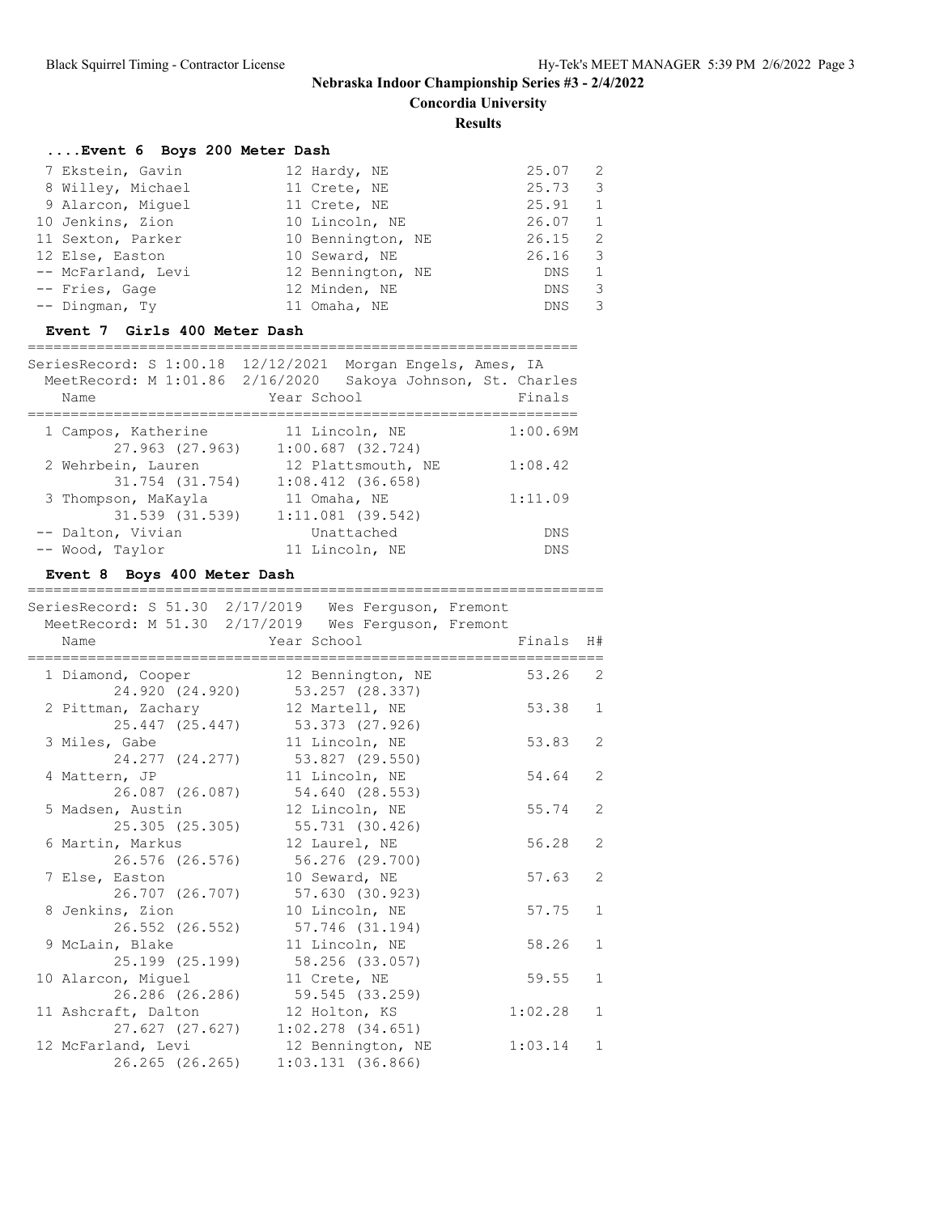### ....Event 6 Boys 200 Meter Dash

| Place | Name | Year | School | Finals | H# |
|---|---|---|---|---|---|
| 7 | Ekstein, Gavin | 12 | Hardy, NE | 25.07 | 2 |
| 8 | Willey, Michael | 11 | Crete, NE | 25.73 | 3 |
| 9 | Alarcon, Miguel | 11 | Crete, NE | 25.91 | 1 |
| 10 | Jenkins, Zion | 10 | Lincoln, NE | 26.07 | 1 |
| 11 | Sexton, Parker | 10 | Bennington, NE | 26.15 | 2 |
| 12 | Else, Easton | 10 | Seward, NE | 26.16 | 3 |
| -- | McFarland, Levi | 12 | Bennington, NE | DNS | 1 |
| -- | Fries, Gage | 12 | Minden, NE | DNS | 3 |
| -- | Dingman, Ty | 11 | Omaha, NE | DNS | 3 |

### Event 7 Girls 400 Meter Dash

SeriesRecord: S 1:00.18 12/12/2021 Morgan Engels, Ames, IA
MeetRecord: M 1:01.86 2/16/2020 Sakoya Johnson, St. Charles

| Place | Name | Year | School | Finals |
|---|---|---|---|---|
| 1 | Campos, Katherine | 11 | Lincoln, NE | 1:00.69M |
| | 27.963 (27.963) | | 1:00.687 (32.724) | |
| 2 | Wehrbein, Lauren | 12 | Plattsmouth, NE | 1:08.42 |
| | 31.754 (31.754) | | 1:08.412 (36.658) | |
| 3 | Thompson, MaKayla | 11 | Omaha, NE | 1:11.09 |
| | 31.539 (31.539) | | 1:11.081 (39.542) | |
| -- | Dalton, Vivian | | Unattached | DNS |
| -- | Wood, Taylor | 11 | Lincoln, NE | DNS |

### Event 8 Boys 400 Meter Dash

SeriesRecord: S 51.30 2/17/2019 Wes Ferguson, Fremont
MeetRecord: M 51.30 2/17/2019 Wes Ferguson, Fremont

| Place | Name | Year | School | Finals | H# |
|---|---|---|---|---|---|
| 1 | Diamond, Cooper | 12 | Bennington, NE | 53.26 | 2 |
| | 24.920 (24.920) | | 53.257 (28.337) | | |
| 2 | Pittman, Zachary | 12 | Martell, NE | 53.38 | 1 |
| | 25.447 (25.447) | | 53.373 (27.926) | | |
| 3 | Miles, Gabe | 11 | Lincoln, NE | 53.83 | 2 |
| | 24.277 (24.277) | | 53.827 (29.550) | | |
| 4 | Mattern, JP | 11 | Lincoln, NE | 54.64 | 2 |
| | 26.087 (26.087) | | 54.640 (28.553) | | |
| 5 | Madsen, Austin | 12 | Lincoln, NE | 55.74 | 2 |
| | 25.305 (25.305) | | 55.731 (30.426) | | |
| 6 | Martin, Markus | 12 | Laurel, NE | 56.28 | 2 |
| | 26.576 (26.576) | | 56.276 (29.700) | | |
| 7 | Else, Easton | 10 | Seward, NE | 57.63 | 2 |
| | 26.707 (26.707) | | 57.630 (30.923) | | |
| 8 | Jenkins, Zion | 10 | Lincoln, NE | 57.75 | 1 |
| | 26.552 (26.552) | | 57.746 (31.194) | | |
| 9 | McLain, Blake | 11 | Lincoln, NE | 58.26 | 1 |
| | 25.199 (25.199) | | 58.256 (33.057) | | |
| 10 | Alarcon, Miguel | 11 | Crete, NE | 59.55 | 1 |
| | 26.286 (26.286) | | 59.545 (33.259) | | |
| 11 | Ashcraft, Dalton | 12 | Holton, KS | 1:02.28 | 1 |
| | 27.627 (27.627) | | 1:02.278 (34.651) | | |
| 12 | McFarland, Levi | 12 | Bennington, NE | 1:03.14 | 1 |
| | 26.265 (26.265) | | 1:03.131 (36.866) | | |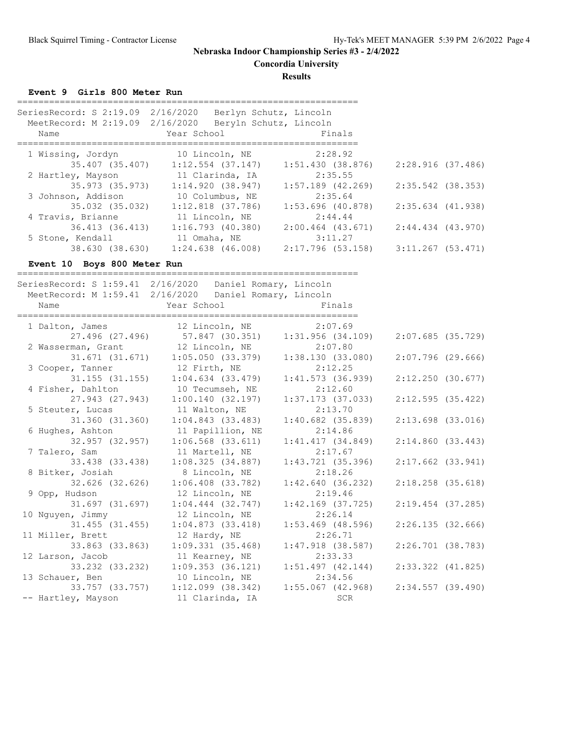# Nebraska Indoor Championship Series #3 - 2/4/2022

**Concordia University**

**Results**

### Event 9 Girls 800 Meter Run

SeriesRecord: S 2:19.09 2/16/2020 Berlyn Schutz, Lincoln
MeetRecord: M 2:19.09 2/16/2020 Beryln Schutz, Lincoln

| Place | Name | Year | School | Finals |
|---|---|---|---|---|
| 1 | Wissing, Jordyn | 10 | Lincoln, NE | 2:28.92 |
| | 35.407 (35.407) | | 1:12.554 (37.147) | 1:51.430 (38.876) 2:28.916 (37.486) |
| 2 | Hartley, Mayson | 11 | Clarinda, IA | 2:35.55 |
| | 35.973 (35.973) | | 1:14.920 (38.947) | 1:57.189 (42.269) 2:35.542 (38.353) |
| 3 | Johnson, Addison | 10 | Columbus, NE | 2:35.64 |
| | 35.032 (35.032) | | 1:12.818 (37.786) | 1:53.696 (40.878) 2:35.634 (41.938) |
| 4 | Travis, Brianne | 11 | Lincoln, NE | 2:44.44 |
| | 36.413 (36.413) | | 1:16.793 (40.380) | 2:00.464 (43.671) 2:44.434 (43.970) |
| 5 | Stone, Kendall | 11 | Omaha, NE | 3:11.27 |
| | 38.630 (38.630) | | 1:24.638 (46.008) | 2:17.796 (53.158) 3:11.267 (53.471) |

### Event 10 Boys 800 Meter Run

SeriesRecord: S 1:59.41 2/16/2020 Daniel Romary, Lincoln
MeetRecord: M 1:59.41 2/16/2020 Daniel Romary, Lincoln

| Place | Name | Year | School | Finals |
|---|---|---|---|---|
| 1 | Dalton, James | 12 | Lincoln, NE | 2:07.69 |
| | 27.496 (27.496) | | 57.847 (30.351) | 1:31.956 (34.109) 2:07.685 (35.729) |
| 2 | Wasserman, Grant | 12 | Lincoln, NE | 2:07.80 |
| | 31.671 (31.671) | | 1:05.050 (33.379) | 1:38.130 (33.080) 2:07.796 (29.666) |
| 3 | Cooper, Tanner | 12 | Firth, NE | 2:12.25 |
| | 31.155 (31.155) | | 1:04.634 (33.479) | 1:41.573 (36.939) 2:12.250 (30.677) |
| 4 | Fisher, Dahlton | 10 | Tecumseh, NE | 2:12.60 |
| | 27.943 (27.943) | | 1:00.140 (32.197) | 1:37.173 (37.033) 2:12.595 (35.422) |
| 5 | Steuter, Lucas | 11 | Walton, NE | 2:13.70 |
| | 31.360 (31.360) | | 1:04.843 (33.483) | 1:40.682 (35.839) 2:13.698 (33.016) |
| 6 | Hughes, Ashton | 11 | Papillion, NE | 2:14.86 |
| | 32.957 (32.957) | | 1:06.568 (33.611) | 1:41.417 (34.849) 2:14.860 (33.443) |
| 7 | Talero, Sam | 11 | Martell, NE | 2:17.67 |
| | 33.438 (33.438) | | 1:08.325 (34.887) | 1:43.721 (35.396) 2:17.662 (33.941) |
| 8 | Bitker, Josiah | 8 | Lincoln, NE | 2:18.26 |
| | 32.626 (32.626) | | 1:06.408 (33.782) | 1:42.640 (36.232) 2:18.258 (35.618) |
| 9 | Opp, Hudson | 12 | Lincoln, NE | 2:19.46 |
| | 31.697 (31.697) | | 1:04.444 (32.747) | 1:42.169 (37.725) 2:19.454 (37.285) |
| 10 | Nguyen, Jimmy | 12 | Lincoln, NE | 2:26.14 |
| | 31.455 (31.455) | | 1:04.873 (33.418) | 1:53.469 (48.596) 2:26.135 (32.666) |
| 11 | Miller, Brett | 12 | Hardy, NE | 2:26.71 |
| | 33.863 (33.863) | | 1:09.331 (35.468) | 1:47.918 (38.587) 2:26.701 (38.783) |
| 12 | Larson, Jacob | 11 | Kearney, NE | 2:33.33 |
| | 33.232 (33.232) | | 1:09.353 (36.121) | 1:51.497 (42.144) 2:33.322 (41.825) |
| 13 | Schauer, Ben | 10 | Lincoln, NE | 2:34.56 |
| | 33.757 (33.757) | | 1:12.099 (38.342) | 1:55.067 (42.968) 2:34.557 (39.490) |
| -- | Hartley, Mayson | 11 | Clarinda, IA | SCR |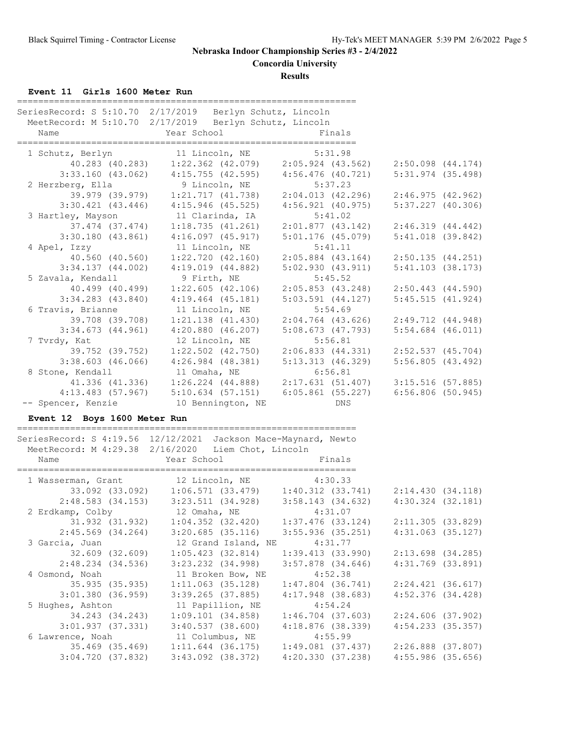## Nebraska Indoor Championship Series #3 - 2/4/2022

### Concordia University

### Results

**Event 11 Girls 1600 Meter Run**

SeriesRecord: S 5:10.70 2/17/2019 Berlyn Schutz, Lincoln
MeetRecord: M 5:10.70 2/17/2019 Berlyn Schutz, Lincoln

| Place | Name | Year | School | Finals |
|---|---|---|---|---|
| 1 | Schutz, Berlyn | 11 | Lincoln, NE | 5:31.98 |
| | 40.283 (40.283) | 1:22.362 (42.079) | 2:05.924 (43.562) | 2:50.098 (44.174) |
| | 3:33.160 (43.062) | 4:15.755 (42.595) | 4:56.476 (40.721) | 5:31.974 (35.498) |
| 2 | Herzberg, Ella | 9 | Lincoln, NE | 5:37.23 |
| | 39.979 (39.979) | 1:21.717 (41.738) | 2:04.013 (42.296) | 2:46.975 (42.962) |
| | 3:30.421 (43.446) | 4:15.946 (45.525) | 4:56.921 (40.975) | 5:37.227 (40.306) |
| 3 | Hartley, Mayson | 11 | Clarinda, IA | 5:41.02 |
| | 37.474 (37.474) | 1:18.735 (41.261) | 2:01.877 (43.142) | 2:46.319 (44.442) |
| | 3:30.180 (43.861) | 4:16.097 (45.917) | 5:01.176 (45.079) | 5:41.018 (39.842) |
| 4 | Apel, Izzy | 11 | Lincoln, NE | 5:41.11 |
| | 40.560 (40.560) | 1:22.720 (42.160) | 2:05.884 (43.164) | 2:50.135 (44.251) |
| | 3:34.137 (44.002) | 4:19.019 (44.882) | 5:02.930 (43.911) | 5:41.103 (38.173) |
| 5 | Zavala, Kendall | 9 | Firth, NE | 5:45.52 |
| | 40.499 (40.499) | 1:22.605 (42.106) | 2:05.853 (43.248) | 2:50.443 (44.590) |
| | 3:34.283 (43.840) | 4:19.464 (45.181) | 5:03.591 (44.127) | 5:45.515 (41.924) |
| 6 | Travis, Brianne | 11 | Lincoln, NE | 5:54.69 |
| | 39.708 (39.708) | 1:21.138 (41.430) | 2:04.764 (43.626) | 2:49.712 (44.948) |
| | 3:34.673 (44.961) | 4:20.880 (46.207) | 5:08.673 (47.793) | 5:54.684 (46.011) |
| 7 | Tvrdy, Kat | 12 | Lincoln, NE | 5:56.81 |
| | 39.752 (39.752) | 1:22.502 (42.750) | 2:06.833 (44.331) | 2:52.537 (45.704) |
| | 3:38.603 (46.066) | 4:26.984 (48.381) | 5:13.313 (46.329) | 5:56.805 (43.492) |
| 8 | Stone, Kendall | 11 | Omaha, NE | 6:56.81 |
| | 41.336 (41.336) | 1:26.224 (44.888) | 2:17.631 (51.407) | 3:15.516 (57.885) |
| | 4:13.483 (57.967) | 5:10.634 (57.151) | 6:05.861 (55.227) | 6:56.806 (50.945) |
| -- | Spencer, Kenzie | 10 | Bennington, NE | DNS |

**Event 12 Boys 1600 Meter Run**

SeriesRecord: S 4:19.56 12/12/2021 Jackson Mace-Maynard, Newto
MeetRecord: M 4:29.38 2/16/2020 Liem Chot, Lincoln

| Place | Name | Year | School | Finals |
|---|---|---|---|---|
| 1 | Wasserman, Grant | 12 | Lincoln, NE | 4:30.33 |
| | 33.092 (33.092) | 1:06.571 (33.479) | 1:40.312 (33.741) | 2:14.430 (34.118) |
| | 2:48.583 (34.153) | 3:23.511 (34.928) | 3:58.143 (34.632) | 4:30.324 (32.181) |
| 2 | Erdkamp, Colby | 12 | Omaha, NE | 4:31.07 |
| | 31.932 (31.932) | 1:04.352 (32.420) | 1:37.476 (33.124) | 2:11.305 (33.829) |
| | 2:45.569 (34.264) | 3:20.685 (35.116) | 3:55.936 (35.251) | 4:31.063 (35.127) |
| 3 | Garcia, Juan | 12 | Grand Island, NE | 4:31.77 |
| | 32.609 (32.609) | 1:05.423 (32.814) | 1:39.413 (33.990) | 2:13.698 (34.285) |
| | 2:48.234 (34.536) | 3:23.232 (34.998) | 3:57.878 (34.646) | 4:31.769 (33.891) |
| 4 | Osmond, Noah | 11 | Broken Bow, NE | 4:52.38 |
| | 35.935 (35.935) | 1:11.063 (35.128) | 1:47.804 (36.741) | 2:24.421 (36.617) |
| | 3:01.380 (36.959) | 3:39.265 (37.885) | 4:17.948 (38.683) | 4:52.376 (34.428) |
| 5 | Hughes, Ashton | 11 | Papillion, NE | 4:54.24 |
| | 34.243 (34.243) | 1:09.101 (34.858) | 1:46.704 (37.603) | 2:24.606 (37.902) |
| | 3:01.937 (37.331) | 3:40.537 (38.600) | 4:18.876 (38.339) | 4:54.233 (35.357) |
| 6 | Lawrence, Noah | 11 | Columbus, NE | 4:55.99 |
| | 35.469 (35.469) | 1:11.644 (36.175) | 1:49.081 (37.437) | 2:26.888 (37.807) |
| | 3:04.720 (37.832) | 3:43.092 (38.372) | 4:20.330 (37.238) | 4:55.986 (35.656) |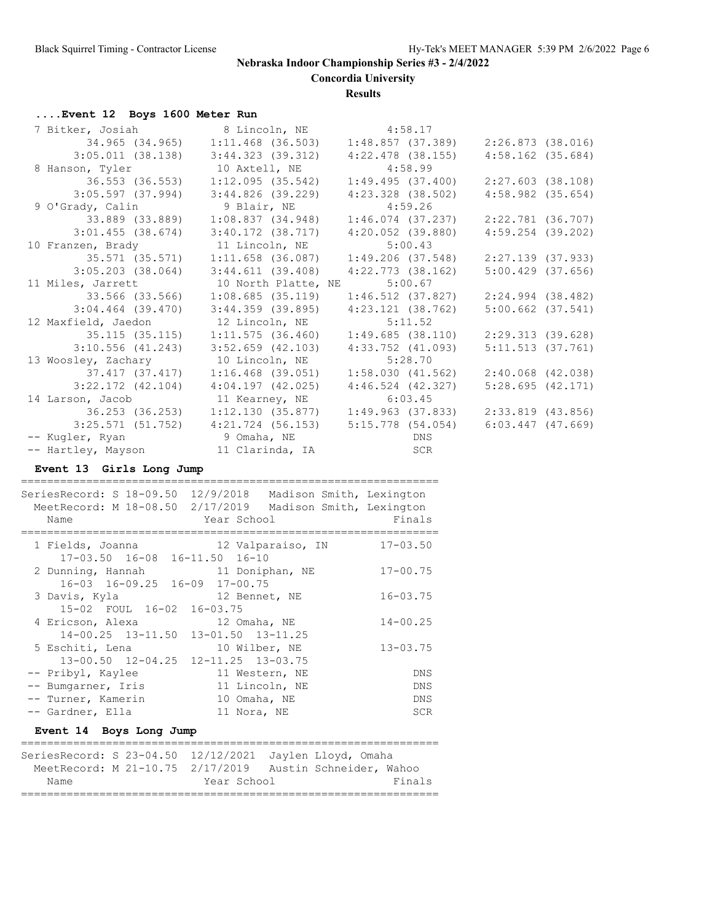## Nebraska Indoor Championship Series #3 - 2/4/2022

### Concordia University

### Results

#### ....Event 12 Boys 1600 Meter Run

```
  7 Bitker, Josiah              8 Lincoln, NE             4:58.17
         34.965 (34.965)    1:11.468 (36.503)    1:48.857 (37.389)    2:26.873 (38.016)
       3:05.011 (38.138)    3:44.323 (39.312)    4:22.478 (38.155)    4:58.162 (35.684)
  8 Hanson, Tyler              10 Axtell, NE              4:58.99
         36.553 (36.553)    1:12.095 (35.542)    1:49.495 (37.400)    2:27.603 (38.108)
       3:05.597 (37.994)    3:44.826 (39.229)    4:23.328 (38.502)    4:58.982 (35.654)
  9 O'Grady, Calin              9 Blair, NE               4:59.26
         33.889 (33.889)    1:08.837 (34.948)    1:46.074 (37.237)    2:22.781 (36.707)
       3:01.455 (38.674)    3:40.172 (38.717)    4:20.052 (39.880)    4:59.254 (39.202)
 10 Franzen, Brady             11 Lincoln, NE             5:00.43
         35.571 (35.571)    1:11.658 (36.087)    1:49.206 (37.548)    2:27.139 (37.933)
       3:05.203 (38.064)    3:44.611 (39.408)    4:22.773 (38.162)    5:00.429 (37.656)
 11 Miles, Jarrett             10 North Platte, NE        5:00.67
         33.566 (33.566)    1:08.685 (35.119)    1:46.512 (37.827)    2:24.994 (38.482)
       3:04.464 (39.470)    3:44.359 (39.895)    4:23.121 (38.762)    5:00.662 (37.541)
 12 Maxfield, Jaedon           12 Lincoln, NE             5:11.52
         35.115 (35.115)    1:11.575 (36.460)    1:49.685 (38.110)    2:29.313 (39.628)
       3:10.556 (41.243)    3:52.659 (42.103)    4:33.752 (41.093)    5:11.513 (37.761)
 13 Woosley, Zachary           10 Lincoln, NE             5:28.70
         37.417 (37.417)    1:16.468 (39.051)    1:58.030 (41.562)    2:40.068 (42.038)
       3:22.172 (42.104)    4:04.197 (42.025)    4:46.524 (42.327)    5:28.695 (42.171)
 14 Larson, Jacob              11 Kearney, NE             6:03.45
         36.253 (36.253)    1:12.130 (35.877)    1:49.963 (37.833)    2:33.819 (43.856)
       3:25.571 (51.752)    4:21.724 (56.153)    5:15.778 (54.054)    6:03.447 (47.669)
 -- Kugler, Ryan                9 Omaha, NE                   DNS
 -- Hartley, Mayson            11 Clarinda, IA                SCR
```

#### Event 13 Girls Long Jump

```
================================================================
SeriesRecord: S 18-09.50  12/9/2018   Madison Smith, Lexington
  MeetRecord: M 18-08.50  2/17/2019   Madison Smith, Lexington
    Name                    Year School                 Finals
================================================================
  1 Fields, Joanna             12 Valparaiso, IN        17-03.50
     17-03.50  16-08  16-11.50  16-10
  2 Dunning, Hannah            11 Doniphan, NE          17-00.75
     16-03  16-09.25  16-09  17-00.75
  3 Davis, Kyla                12 Bennet, NE            16-03.75
     15-02  FOUL  16-02  16-03.75
  4 Ericson, Alexa             12 Omaha, NE             14-00.25
     14-00.25  13-11.50  13-01.50  13-11.25
  5 Eschiti, Lena              10 Wilber, NE            13-03.75
     13-00.50  12-04.25  12-11.25  13-03.75
 -- Pribyl, Kaylee             11 Western, NE                DNS
 -- Bumgarner, Iris            11 Lincoln, NE                DNS
 -- Turner, Kamerin            10 Omaha, NE                  DNS
 -- Gardner, Ella              11 Nora, NE                   SCR
```

#### Event 14 Boys Long Jump

```
================================================================
SeriesRecord: S 23-04.50  12/12/2021  Jaylen Lloyd, Omaha
  MeetRecord: M 21-10.75  2/17/2019   Austin Schneider, Wahoo
    Name                    Year School                 Finals
================================================================
```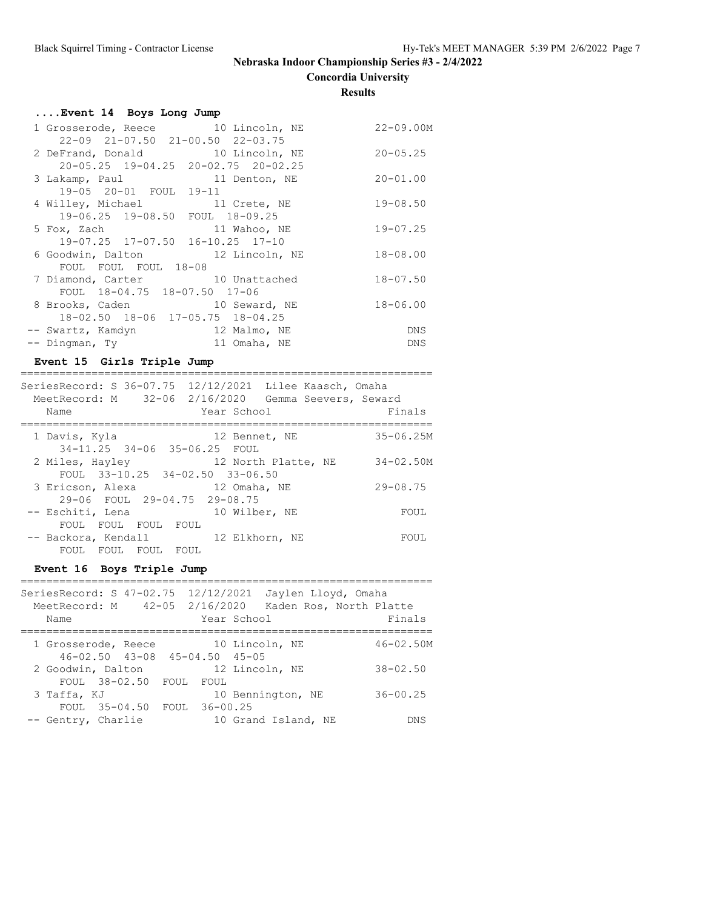# Nebraska Indoor Championship Series #3 - 2/4/2022

## Concordia University

### Results

#### ....Event 14 Boys Long Jump

```
  1 Grosserode, Reece          10 Lincoln, NE             22-09.00M
      22-09  21-07.50  21-00.50  22-03.75
  2 DeFrand, Donald            10 Lincoln, NE             20-05.25
      20-05.25  19-04.25  20-02.75  20-02.25
  3 Lakamp, Paul               11 Denton, NE              20-01.00
      19-05  20-01  FOUL  19-11
  4 Willey, Michael            11 Crete, NE               19-08.50
      19-06.25  19-08.50  FOUL  18-09.25
  5 Fox, Zach                  11 Wahoo, NE               19-07.25
      19-07.25  17-07.50  16-10.25  17-10
  6 Goodwin, Dalton            12 Lincoln, NE             18-08.00
      FOUL  FOUL  FOUL  18-08
  7 Diamond, Carter            10 Unattached              18-07.50
      FOUL  18-04.75  18-07.50  17-06
  8 Brooks, Caden              10 Seward, NE              18-06.00
      18-02.50  18-06  17-05.75  18-04.25
 -- Swartz, Kamdyn             12 Malmo, NE                    DNS
 -- Dingman, Ty                11 Omaha, NE                    DNS
```

#### Event 15 Girls Triple Jump

```
================================================================
SeriesRecord: S 36-07.75  12/12/2021  Lilee Kaasch, Omaha
 MeetRecord: M    32-06  2/16/2020   Gemma Seevers, Seward
   Name                    Year School                  Finals
================================================================
  1 Davis, Kyla                12 Bennet, NE              35-06.25M
      34-11.25  34-06  35-06.25  FOUL
  2 Miles, Hayley              12 North Platte, NE        34-02.50M
      FOUL  33-10.25  34-02.50  33-06.50
  3 Ericson, Alexa             12 Omaha, NE               29-08.75
      29-06  FOUL  29-04.75  29-08.75
 -- Eschiti, Lena              10 Wilber, NE                  FOUL
      FOUL  FOUL  FOUL  FOUL
 -- Backora, Kendall           12 Elkhorn, NE                 FOUL
      FOUL  FOUL  FOUL  FOUL
```

#### Event 16 Boys Triple Jump

```
================================================================
SeriesRecord: S 47-02.75  12/12/2021  Jaylen Lloyd, Omaha
 MeetRecord: M    42-05  2/16/2020   Kaden Ros, North Platte
   Name                    Year School                  Finals
================================================================
  1 Grosserode, Reece          10 Lincoln, NE             46-02.50M
      46-02.50  43-08  45-04.50  45-05
  2 Goodwin, Dalton            12 Lincoln, NE             38-02.50
      FOUL  38-02.50  FOUL  FOUL
  3 Taffa, KJ                  10 Bennington, NE          36-00.25
      FOUL  35-04.50  FOUL  36-00.25
 -- Gentry, Charlie            10 Grand Island, NE             DNS
```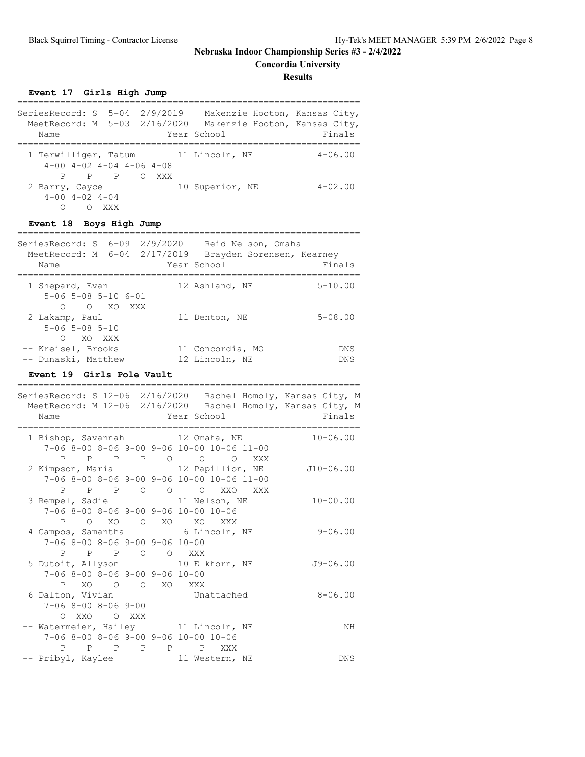# Nebraska Indoor Championship Series #3 - 2/4/2022

## Concordia University

### Results

#### Event 17 Girls High Jump

```
================================================================
SeriesRecord: S  5-04  2/9/2019    Makenzie Hooton, Kansas City,
  MeetRecord: M  5-03  2/16/2020   Makenzie Hooton, Kansas City,
    Name                    Year School                  Finals
================================================================
  1 Terwilliger, Tatum        11 Lincoln, NE              4-06.00
     4-00 4-02 4-04 4-06 4-08
        P    P    P    O  XXX
  2 Barry, Cayce              10 Superior, NE             4-02.00
     4-00 4-02 4-04
        O    O  XXX
```

#### Event 18 Boys High Jump

```
================================================================
SeriesRecord: S  6-09  2/9/2020    Reid Nelson, Omaha
  MeetRecord: M  6-04  2/17/2019   Brayden Sorensen, Kearney
    Name                    Year School                  Finals
================================================================
  1 Shepard, Evan             12 Ashland, NE              5-10.00
     5-06 5-08 5-10 6-01
        O    O   XO  XXX
  2 Lakamp, Paul              11 Denton, NE               5-08.00
     5-06 5-08 5-10
        O   XO  XXX
 -- Kreisel, Brooks           11 Concordia, MO                DNS
 -- Dunaski, Matthew          12 Lincoln, NE                  DNS
```

#### Event 19 Girls Pole Vault

```
================================================================
SeriesRecord: S 12-06  2/16/2020   Rachel Homoly, Kansas City, M
  MeetRecord: M 12-06  2/16/2020   Rachel Homoly, Kansas City, M
    Name                    Year School                  Finals
================================================================
  1 Bishop, Savannah          12 Omaha, NE               10-06.00
     7-06 8-00 8-06 9-00 9-06 10-00 10-06 11-00
        P    P    P    P    O     O     O   XXX
  2 Kimpson, Maria            12 Papillion, NE          J10-06.00
     7-06 8-00 8-06 9-00 9-06 10-00 10-06 11-00
        P    P    P    O    O     O   XXO   XXX
  3 Rempel, Sadie             11 Nelson, NE              10-00.00
     7-06 8-00 8-06 9-00 9-06 10-00 10-06
        P    O   XO    O   XO    XO   XXX
  4 Campos, Samantha           6 Lincoln, NE              9-06.00
     7-06 8-00 8-06 9-00 9-06 10-00
        P    P    P    O    O   XXX
  5 Dutoit, Allyson           10 Elkhorn, NE             J9-06.00
     7-06 8-00 8-06 9-00 9-06 10-00
        P   XO    O    O   XO   XXX
  6 Dalton, Vivian               Unattached               8-06.00
     7-06 8-00 8-06 9-00
        O  XXO    O  XXX
 -- Watermeier, Hailey        11 Lincoln, NE                   NH
     7-06 8-00 8-06 9-00 9-06 10-00 10-06
        P    P    P    P    P     P   XXX
 -- Pribyl, Kaylee            11 Western, NE                  DNS
```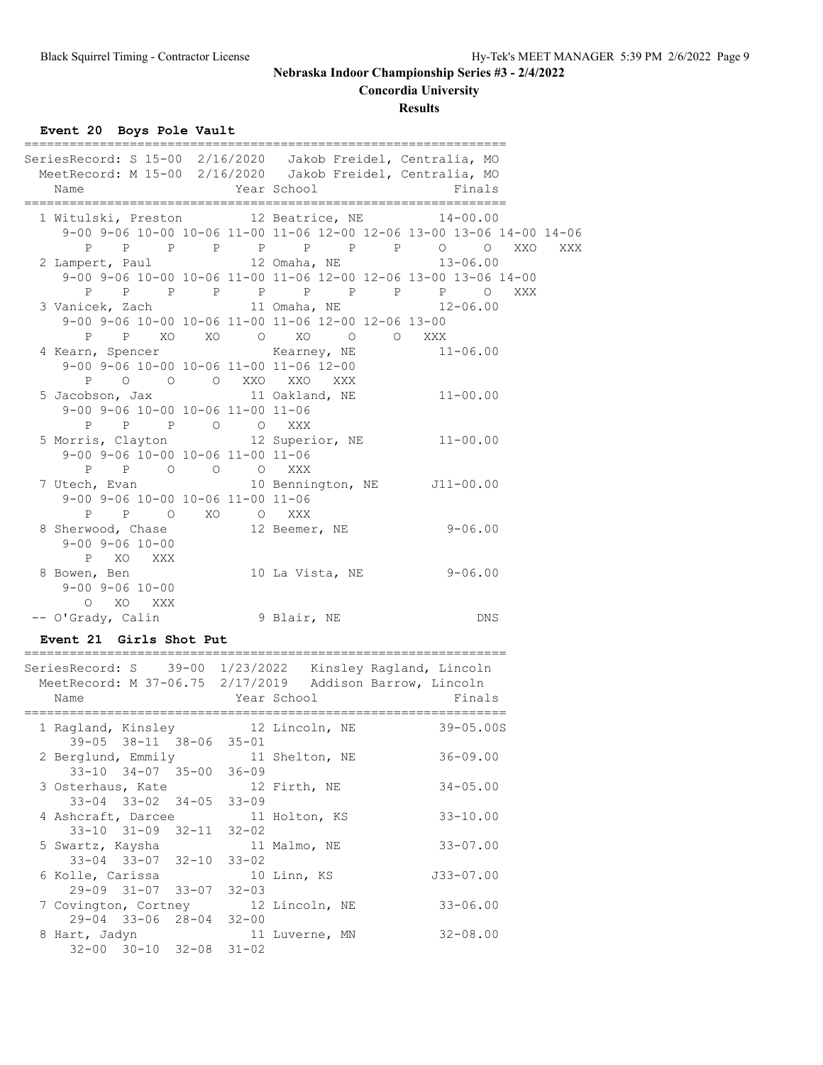**Nebraska Indoor Championship Series #3 - 2/4/2022**

**Concordia University**

**Results**

### Event 20 Boys Pole Vault

SeriesRecord: S 15-00 2/16/2020 Jakob Freidel, Centralia, MO
MeetRecord: M 15-00 2/16/2020 Jakob Freidel, Centralia, MO

| | Name | Year | School | Finals |
|---|---|---|---|---|
| 1 | Witulski, Preston | 12 | Beatrice, NE | 14-00.00 |
| 2 | Lampert, Paul | 12 | Omaha, NE | 13-06.00 |
| 3 | Vanicek, Zach | 11 | Omaha, NE | 12-06.00 |
| 4 | Kearn, Spencer | | Kearney, NE | 11-06.00 |
| 5 | Jacobson, Jax | 11 | Oakland, NE | 11-00.00 |
| 5 | Morris, Clayton | 12 | Superior, NE | 11-00.00 |
| 7 | Utech, Evan | 10 | Bennington, NE | J11-00.00 |
| 8 | Sherwood, Chase | 12 | Beemer, NE | 9-06.00 |
| 8 | Bowen, Ben | 10 | La Vista, NE | 9-06.00 |
| -- | O'Grady, Calin | 9 | Blair, NE | DNS |

Jump progressions:

```
1 Witulski, Preston
  9-00 9-06 10-00 10-06 11-00 11-06 12-00 12-06 13-00 13-06 14-00 14-06
     P    P    P     P     P     P     P     P     O     O   XXO   XXX
2 Lampert, Paul
  9-00 9-06 10-00 10-06 11-00 11-06 12-00 12-06 13-00 13-06 14-00
     P    P    P     P     P     P     P     P     P     O   XXX
3 Vanicek, Zach
  9-00 9-06 10-00 10-06 11-00 11-06 12-00 12-06 13-00
     P    P   XO    XO     O    XO     O     O   XXX
4 Kearn, Spencer
  9-00 9-06 10-00 10-06 11-00 11-06 12-00
     P    O    O     O   XXO   XXO   XXX
5 Jacobson, Jax
  9-00 9-06 10-00 10-06 11-00 11-06
     P    P    P     O     O   XXX
5 Morris, Clayton
  9-00 9-06 10-00 10-06 11-00 11-06
     P    P    O     O     O   XXX
7 Utech, Evan
  9-00 9-06 10-00 10-06 11-00 11-06
     P    P    O    XO     O   XXX
8 Sherwood, Chase
  9-00 9-06 10-00
     P   XO  XXX
8 Bowen, Ben
  9-00 9-06 10-00
     O   XO  XXX
```

### Event 21 Girls Shot Put

SeriesRecord: S 39-00 1/23/2022 Kinsley Ragland, Lincoln
MeetRecord: M 37-06.75 2/17/2019 Addison Barrow, Lincoln

| | Name | Year | School | Finals |
|---|---|---|---|---|
| 1 | Ragland, Kinsley | 12 | Lincoln, NE | 39-05.00S |
| | 39-05 38-11 38-06 35-01 | | | |
| 2 | Berglund, Emmily | 11 | Shelton, NE | 36-09.00 |
| | 33-10 34-07 35-00 36-09 | | | |
| 3 | Osterhaus, Kate | 12 | Firth, NE | 34-05.00 |
| | 33-04 33-02 34-05 33-09 | | | |
| 4 | Ashcraft, Darcee | 11 | Holton, KS | 33-10.00 |
| | 33-10 31-09 32-11 32-02 | | | |
| 5 | Swartz, Kaysha | 11 | Malmo, NE | 33-07.00 |
| | 33-04 33-07 32-10 33-02 | | | |
| 6 | Kolle, Carissa | 10 | Linn, KS | J33-07.00 |
| | 29-09 31-07 33-07 32-03 | | | |
| 7 | Covington, Cortney | 12 | Lincoln, NE | 33-06.00 |
| | 29-04 33-06 28-04 32-00 | | | |
| 8 | Hart, Jadyn | 11 | Luverne, MN | 32-08.00 |
| | 32-00 30-10 32-08 31-02 | | | |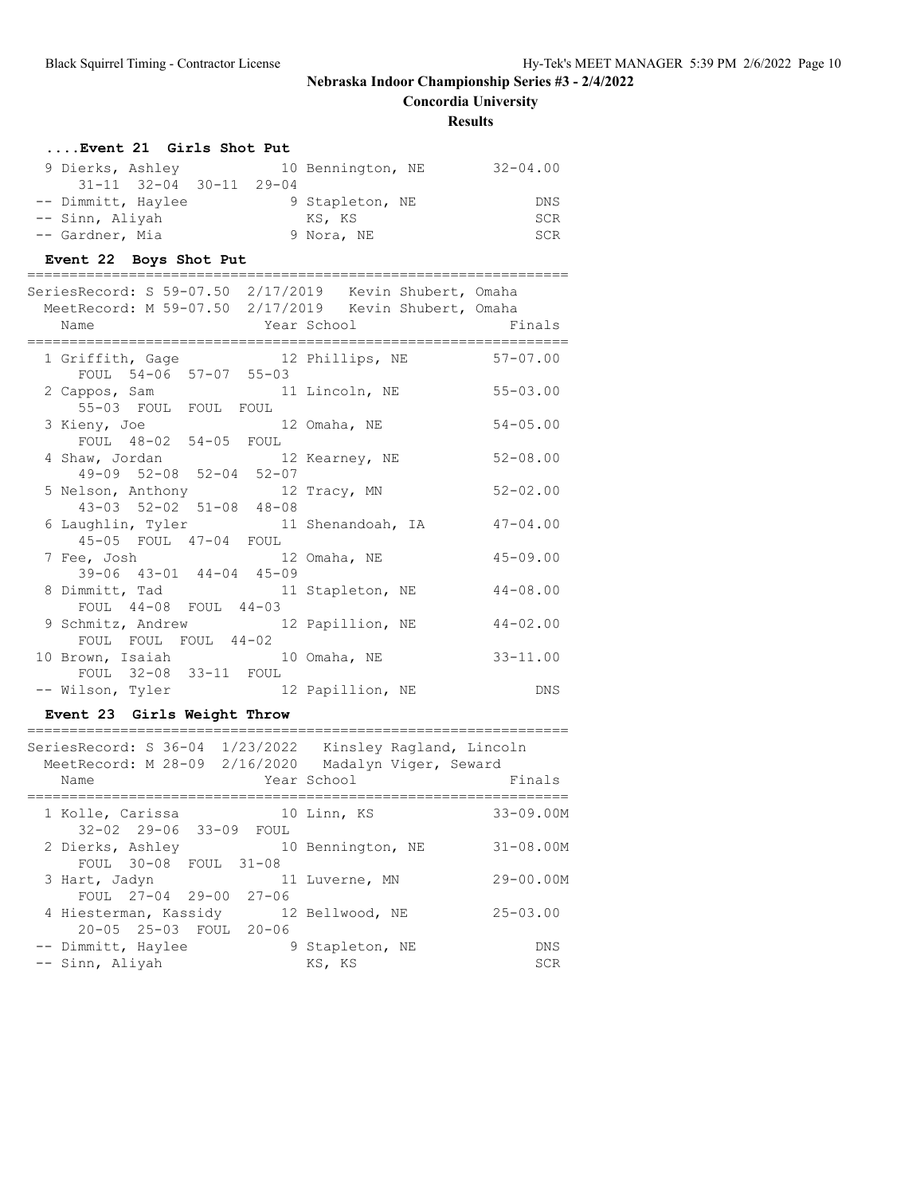## Nebraska Indoor Championship Series #3 - 2/4/2022

**Concordia University**

**Results**

### ....Event 21 Girls Shot Put

| Place | Name | Year | School | Finals |
|---|---|---|---|---|
| 9 | Dierks, Ashley | 10 | Bennington, NE | 32-04.00 |
| | 31-11 32-04 30-11 29-04 | | | |
| -- | Dimmitt, Haylee | 9 | Stapleton, NE | DNS |
| -- | Sinn, Aliyah | | KS, KS | SCR |
| -- | Gardner, Mia | 9 | Nora, NE | SCR |

### Event 22 Boys Shot Put

SeriesRecord: S 59-07.50 2/17/2019 Kevin Shubert, Omaha
MeetRecord: M 59-07.50 2/17/2019 Kevin Shubert, Omaha

| Place | Name | Year | School | Finals |
|---|---|---|---|---|
| 1 | Griffith, Gage | 12 | Phillips, NE | 57-07.00 |
| | FOUL 54-06 57-07 55-03 | | | |
| 2 | Cappos, Sam | 11 | Lincoln, NE | 55-03.00 |
| | 55-03 FOUL FOUL FOUL | | | |
| 3 | Kieny, Joe | 12 | Omaha, NE | 54-05.00 |
| | FOUL 48-02 54-05 FOUL | | | |
| 4 | Shaw, Jordan | 12 | Kearney, NE | 52-08.00 |
| | 49-09 52-08 52-04 52-07 | | | |
| 5 | Nelson, Anthony | 12 | Tracy, MN | 52-02.00 |
| | 43-03 52-02 51-08 48-08 | | | |
| 6 | Laughlin, Tyler | 11 | Shenandoah, IA | 47-04.00 |
| | 45-05 FOUL 47-04 FOUL | | | |
| 7 | Fee, Josh | 12 | Omaha, NE | 45-09.00 |
| | 39-06 43-01 44-04 45-09 | | | |
| 8 | Dimmitt, Tad | 11 | Stapleton, NE | 44-08.00 |
| | FOUL 44-08 FOUL 44-03 | | | |
| 9 | Schmitz, Andrew | 12 | Papillion, NE | 44-02.00 |
| | FOUL FOUL FOUL 44-02 | | | |
| 10 | Brown, Isaiah | 10 | Omaha, NE | 33-11.00 |
| | FOUL 32-08 33-11 FOUL | | | |
| -- | Wilson, Tyler | 12 | Papillion, NE | DNS |

### Event 23 Girls Weight Throw

SeriesRecord: S 36-04 1/23/2022 Kinsley Ragland, Lincoln
MeetRecord: M 28-09 2/16/2020 Madalyn Viger, Seward

| Place | Name | Year | School | Finals |
|---|---|---|---|---|
| 1 | Kolle, Carissa | 10 | Linn, KS | 33-09.00M |
| | 32-02 29-06 33-09 FOUL | | | |
| 2 | Dierks, Ashley | 10 | Bennington, NE | 31-08.00M |
| | FOUL 30-08 FOUL 31-08 | | | |
| 3 | Hart, Jadyn | 11 | Luverne, MN | 29-00.00M |
| | FOUL 27-04 29-00 27-06 | | | |
| 4 | Hiesterman, Kassidy | 12 | Bellwood, NE | 25-03.00 |
| | 20-05 25-03 FOUL 20-06 | | | |
| -- | Dimmitt, Haylee | 9 | Stapleton, NE | DNS |
| -- | Sinn, Aliyah | | KS, KS | SCR |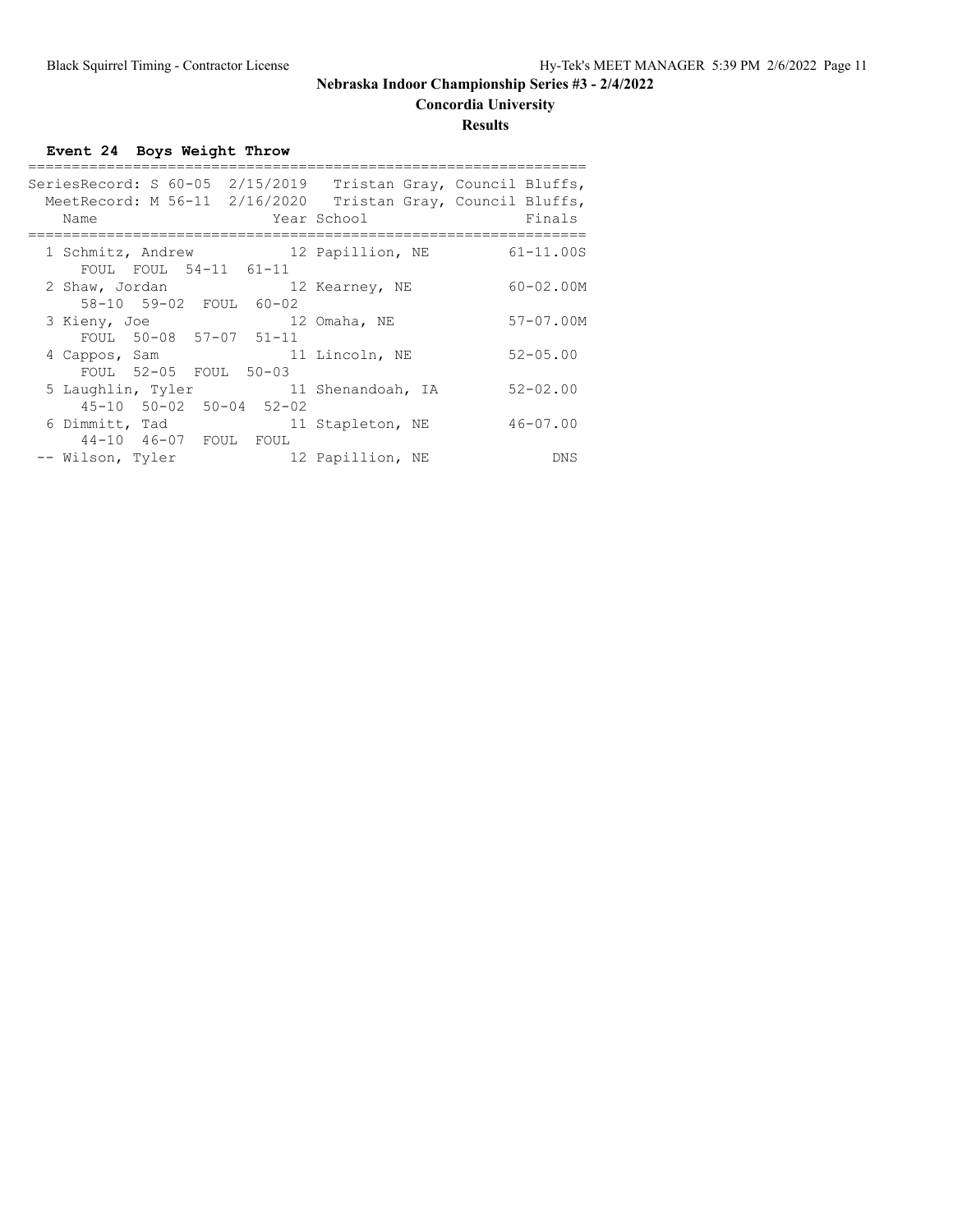# Nebraska Indoor Championship Series #3 - 2/4/2022

## Concordia University

### Results

**Event 24 Boys Weight Throw**

```
================================================================
SeriesRecord: S 60-05  2/15/2019   Tristan Gray, Council Bluffs,
  MeetRecord: M 56-11  2/16/2020   Tristan Gray, Council Bluffs,
    Name                    Year School                  Finals
================================================================
  1 Schmitz, Andrew          12 Papillion, NE         61-11.00S
      FOUL  FOUL  54-11  61-11
  2 Shaw, Jordan             12 Kearney, NE           60-02.00M
      58-10  59-02  FOUL  60-02
  3 Kieny, Joe               12 Omaha, NE             57-07.00M
      FOUL  50-08  57-07  51-11
  4 Cappos, Sam              11 Lincoln, NE           52-05.00
      FOUL  52-05  FOUL  50-03
  5 Laughlin, Tyler          11 Shenandoah, IA        52-02.00
      45-10  50-02  50-04  52-02
  6 Dimmitt, Tad             11 Stapleton, NE         46-07.00
      44-10  46-07  FOUL  FOUL
 -- Wilson, Tyler            12 Papillion, NE              DNS
```